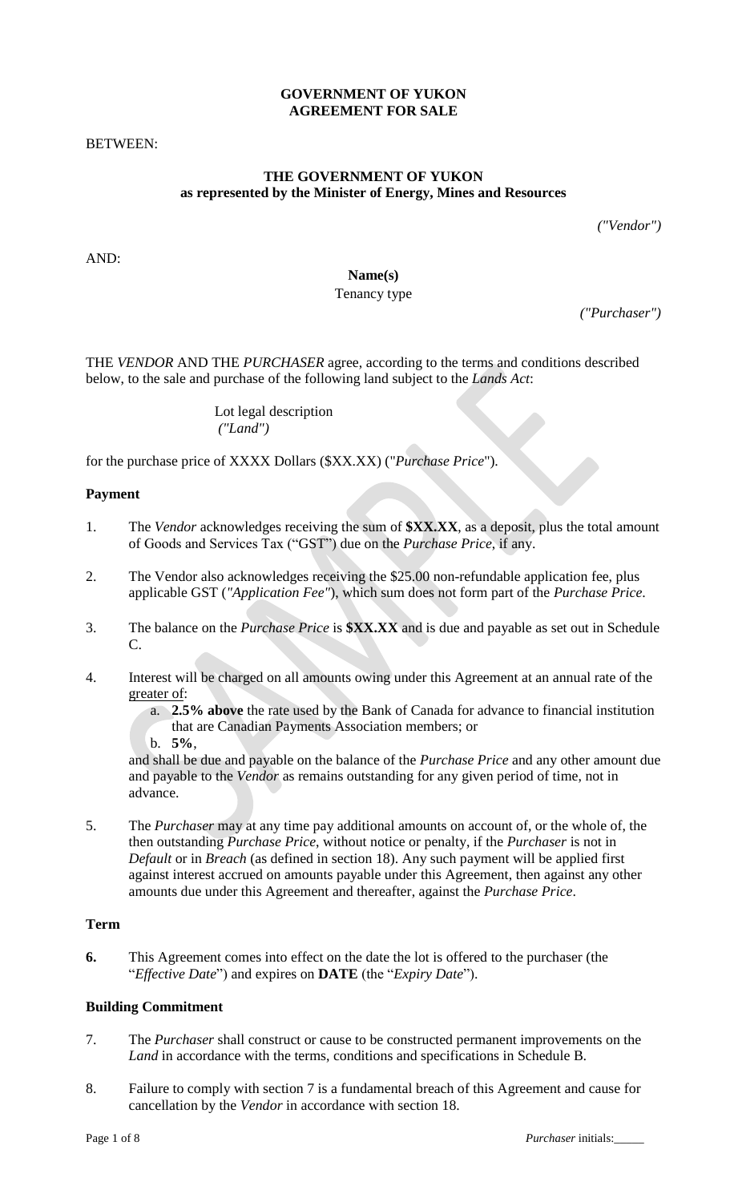**GOVERNMENT OF YUKON**
**AGREEMENT FOR SALE**

BETWEEN:

**THE GOVERNMENT OF YUKON**
**as represented by the Minister of Energy, Mines and Resources**

*("Vendor")*

AND:

**Name(s)**
Tenancy type

*("Purchaser")*

THE *VENDOR* AND THE *PURCHASER* agree, according to the terms and conditions described below, to the sale and purchase of the following land subject to the *Lands Act*:

Lot legal description
*("Land")*

for the purchase price of XXXX Dollars ($XX.XX) ("*Purchase Price*").

**Payment**

1. The *Vendor* acknowledges receiving the sum of **$XX.XX**, as a deposit, plus the total amount of Goods and Services Tax ("GST") due on the *Purchase Price*, if any.

2. The Vendor also acknowledges receiving the $25.00 non-refundable application fee, plus applicable GST (*"Application Fee"*), which sum does not form part of the *Purchase Price*.

3. The balance on the *Purchase Price* is **$XX.XX** and is due and payable as set out in Schedule C.

4. Interest will be charged on all amounts owing under this Agreement at an annual rate of the greater of:
   a. **2.5% above** the rate used by the Bank of Canada for advance to financial institution that are Canadian Payments Association members; or
   b. **5%**,

   and shall be due and payable on the balance of the *Purchase Price* and any other amount due and payable to the *Vendor* as remains outstanding for any given period of time, not in advance.

5. The *Purchaser* may at any time pay additional amounts on account of, or the whole of, the then outstanding *Purchase Price*, without notice or penalty, if the *Purchaser* is not in *Default* or in *Breach* (as defined in section 18). Any such payment will be applied first against interest accrued on amounts payable under this Agreement, then against any other amounts due under this Agreement and thereafter, against the *Purchase Price*.

**Term**

**6.** This Agreement comes into effect on the date the lot is offered to the purchaser (the "*Effective Date*") and expires on **DATE** (the "*Expiry Date*").

**Building Commitment**

7. The *Purchaser* shall construct or cause to be constructed permanent improvements on the *Land* in accordance with the terms, conditions and specifications in Schedule B.

8. Failure to comply with section 7 is a fundamental breach of this Agreement and cause for cancellation by the *Vendor* in accordance with section 18.

*Purchaser* initials:_____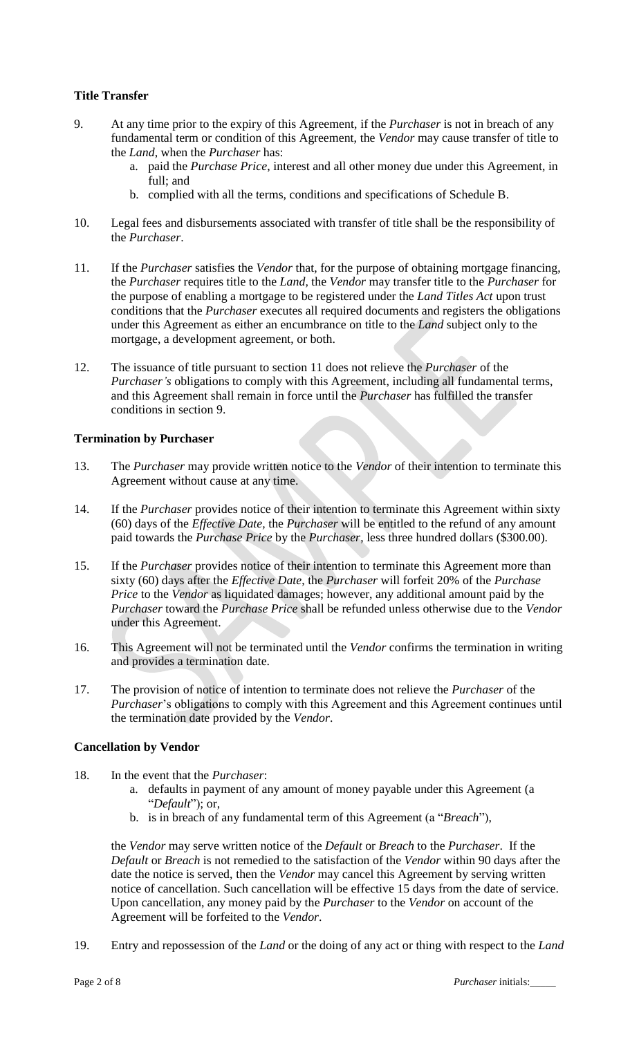**Title Transfer**

9. At any time prior to the expiry of this Agreement, if the *Purchaser* is not in breach of any fundamental term or condition of this Agreement, the *Vendor* may cause transfer of title to the *Land*, when the *Purchaser* has:
   a. paid the *Purchase Price*, interest and all other money due under this Agreement, in full; and
   b. complied with all the terms, conditions and specifications of Schedule B.

10. Legal fees and disbursements associated with transfer of title shall be the responsibility of the *Purchaser*.

11. If the *Purchaser* satisfies the *Vendor* that, for the purpose of obtaining mortgage financing, the *Purchaser* requires title to the *Land,* the *Vendor* may transfer title to the *Purchaser* for the purpose of enabling a mortgage to be registered under the *Land Titles Act* upon trust conditions that the *Purchaser* executes all required documents and registers the obligations under this Agreement as either an encumbrance on title to the *Land* subject only to the mortgage, a development agreement, or both.

12. The issuance of title pursuant to section 11 does not relieve the *Purchaser* of the *Purchaser's* obligations to comply with this Agreement, including all fundamental terms, and this Agreement shall remain in force until the *Purchaser* has fulfilled the transfer conditions in section 9.

**Termination by Purchaser**

13. The *Purchaser* may provide written notice to the *Vendor* of their intention to terminate this Agreement without cause at any time.

14. If the *Purchaser* provides notice of their intention to terminate this Agreement within sixty (60) days of the *Effective Date,* the *Purchaser* will be entitled to the refund of any amount paid towards the *Purchase Price* by the *Purchaser*, less three hundred dollars ($300.00).

15. If the *Purchaser* provides notice of their intention to terminate this Agreement more than sixty (60) days after the *Effective Date*, the *Purchaser* will forfeit 20% of the *Purchase Price* to the *Vendor* as liquidated damages; however, any additional amount paid by the *Purchaser* toward the *Purchase Price* shall be refunded unless otherwise due to the *Vendor* under this Agreement.

16. This Agreement will not be terminated until the *Vendor* confirms the termination in writing and provides a termination date.

17. The provision of notice of intention to terminate does not relieve the *Purchaser* of the *Purchaser*'s obligations to comply with this Agreement and this Agreement continues until the termination date provided by the *Vendor*.

**Cancellation by Vendor**

18. In the event that the *Purchaser*:
   a. defaults in payment of any amount of money payable under this Agreement (a "*Default*"); or,
   b. is in breach of any fundamental term of this Agreement (a "*Breach*"),

   the *Vendor* may serve written notice of the *Default* or *Breach* to the *Purchaser*. If the *Default* or *Breach* is not remedied to the satisfaction of the *Vendor* within 90 days after the date the notice is served, then the *Vendor* may cancel this Agreement by serving written notice of cancellation. Such cancellation will be effective 15 days from the date of service. Upon cancellation, any money paid by the *Purchaser* to the *Vendor* on account of the Agreement will be forfeited to the *Vendor*.

19. Entry and repossession of the *Land* or the doing of any act or thing with respect to the *Land*

*Purchaser* initials:_____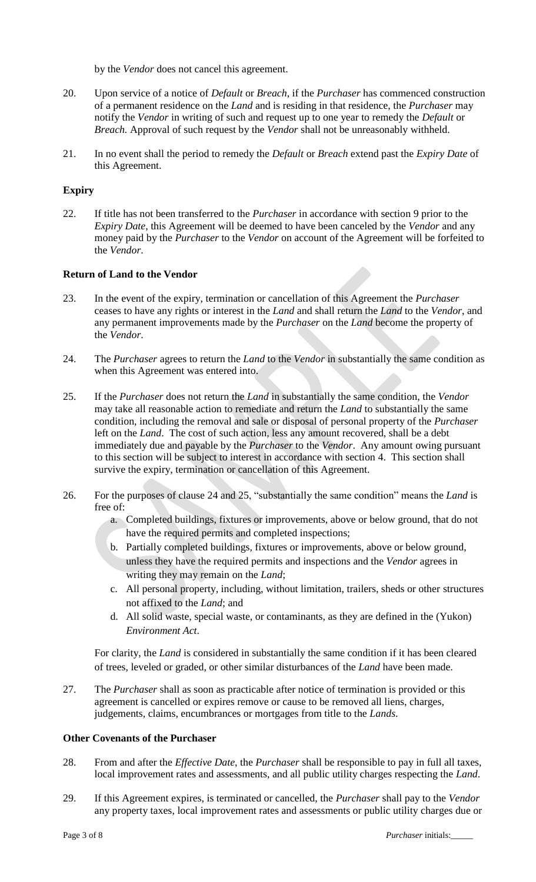by the *Vendor* does not cancel this agreement.

20. Upon service of a notice of *Default* or *Breach*, if the *Purchaser* has commenced construction of a permanent residence on the *Land* and is residing in that residence, the *Purchaser* may notify the *Vendor* in writing of such and request up to one year to remedy the *Default* or *Breach.* Approval of such request by the *Vendor* shall not be unreasonably withheld.

21. In no event shall the period to remedy the *Default* or *Breach* extend past the *Expiry Date* of this Agreement.

**Expiry**

22. If title has not been transferred to the *Purchaser* in accordance with section 9 prior to the *Expiry Date*, this Agreement will be deemed to have been canceled by the *Vendor* and any money paid by the *Purchaser* to the *Vendor* on account of the Agreement will be forfeited to the *Vendor*.

**Return of Land to the Vendor**

23. In the event of the expiry, termination or cancellation of this Agreement the *Purchaser* ceases to have any rights or interest in the *Land* and shall return the *Land* to the *Vendor*, and any permanent improvements made by the *Purchaser* on the *Land* become the property of the *Vendor*.

24. The *Purchaser* agrees to return the *Land* to the *Vendor* in substantially the same condition as when this Agreement was entered into.

25. If the *Purchaser* does not return the *Land* in substantially the same condition, the *Vendor* may take all reasonable action to remediate and return the *Land* to substantially the same condition, including the removal and sale or disposal of personal property of the *Purchaser* left on the *Land*. The cost of such action, less any amount recovered, shall be a debt immediately due and payable by the *Purchaser* to the *Vendor*. Any amount owing pursuant to this section will be subject to interest in accordance with section 4. This section shall survive the expiry, termination or cancellation of this Agreement.

26. For the purposes of clause 24 and 25, "substantially the same condition" means the *Land* is free of:
    a. Completed buildings, fixtures or improvements, above or below ground, that do not have the required permits and completed inspections;
    b. Partially completed buildings, fixtures or improvements, above or below ground, unless they have the required permits and inspections and the *Vendor* agrees in writing they may remain on the *Land*;
    c. All personal property, including, without limitation, trailers, sheds or other structures not affixed to the *Land*; and
    d. All solid waste, special waste, or contaminants, as they are defined in the (Yukon) *Environment Act*.

    For clarity, the *Land* is considered in substantially the same condition if it has been cleared of trees, leveled or graded, or other similar disturbances of the *Land* have been made.

27. The *Purchaser* shall as soon as practicable after notice of termination is provided or this agreement is cancelled or expires remove or cause to be removed all liens, charges, judgements, claims, encumbrances or mortgages from title to the *Lands*.

**Other Covenants of the Purchaser**

28. From and after the *Effective Date*, the *Purchaser* shall be responsible to pay in full all taxes, local improvement rates and assessments, and all public utility charges respecting the *Land*.

29. If this Agreement expires, is terminated or cancelled, the *Purchaser* shall pay to the *Vendor* any property taxes, local improvement rates and assessments or public utility charges due or

*Purchaser* initials:_____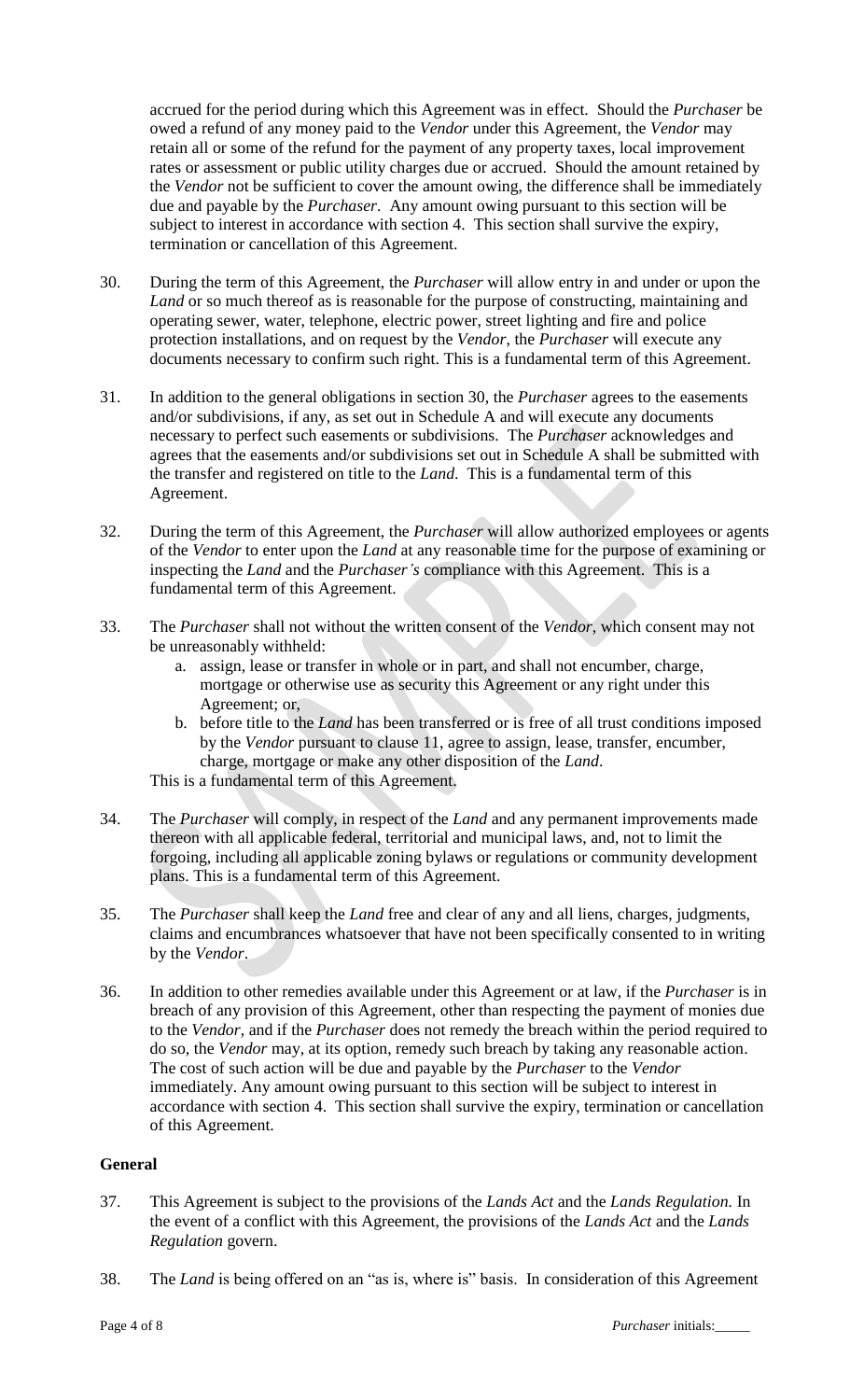accrued for the period during which this Agreement was in effect. Should the *Purchaser* be owed a refund of any money paid to the *Vendor* under this Agreement, the *Vendor* may retain all or some of the refund for the payment of any property taxes, local improvement rates or assessment or public utility charges due or accrued. Should the amount retained by the *Vendor* not be sufficient to cover the amount owing, the difference shall be immediately due and payable by the *Purchaser*. Any amount owing pursuant to this section will be subject to interest in accordance with section 4. This section shall survive the expiry, termination or cancellation of this Agreement.

30. During the term of this Agreement, the *Purchaser* will allow entry in and under or upon the *Land* or so much thereof as is reasonable for the purpose of constructing, maintaining and operating sewer, water, telephone, electric power, street lighting and fire and police protection installations, and on request by the *Vendor*, the *Purchaser* will execute any documents necessary to confirm such right. This is a fundamental term of this Agreement.

31. In addition to the general obligations in section 30, the *Purchaser* agrees to the easements and/or subdivisions, if any, as set out in Schedule A and will execute any documents necessary to perfect such easements or subdivisions. The *Purchaser* acknowledges and agrees that the easements and/or subdivisions set out in Schedule A shall be submitted with the transfer and registered on title to the *Land*. This is a fundamental term of this Agreement.

32. During the term of this Agreement, the *Purchaser* will allow authorized employees or agents of the *Vendor* to enter upon the *Land* at any reasonable time for the purpose of examining or inspecting the *Land* and the *Purchaser's* compliance with this Agreement. This is a fundamental term of this Agreement.

33. The *Purchaser* shall not without the written consent of the *Vendor*, which consent may not be unreasonably withheld:
    a. assign, lease or transfer in whole or in part, and shall not encumber, charge, mortgage or otherwise use as security this Agreement or any right under this Agreement; or,
    b. before title to the *Land* has been transferred or is free of all trust conditions imposed by the *Vendor* pursuant to clause 11, agree to assign, lease, transfer, encumber, charge, mortgage or make any other disposition of the *Land*.

    This is a fundamental term of this Agreement.

34. The *Purchaser* will comply, in respect of the *Land* and any permanent improvements made thereon with all applicable federal, territorial and municipal laws, and, not to limit the forgoing, including all applicable zoning bylaws or regulations or community development plans. This is a fundamental term of this Agreement.

35. The *Purchaser* shall keep the *Land* free and clear of any and all liens, charges, judgments, claims and encumbrances whatsoever that have not been specifically consented to in writing by the *Vendor*.

36. In addition to other remedies available under this Agreement or at law, if the *Purchaser* is in breach of any provision of this Agreement, other than respecting the payment of monies due to the *Vendor*, and if the *Purchaser* does not remedy the breach within the period required to do so, the *Vendor* may, at its option, remedy such breach by taking any reasonable action. The cost of such action will be due and payable by the *Purchaser* to the *Vendor* immediately. Any amount owing pursuant to this section will be subject to interest in accordance with section 4. This section shall survive the expiry, termination or cancellation of this Agreement.

**General**

37. This Agreement is subject to the provisions of the *Lands Act* and the *Lands Regulation.* In the event of a conflict with this Agreement, the provisions of the *Lands Act* and the *Lands Regulation* govern.

38. The *Land* is being offered on an "as is, where is" basis. In consideration of this Agreement

*Purchaser* initials:_____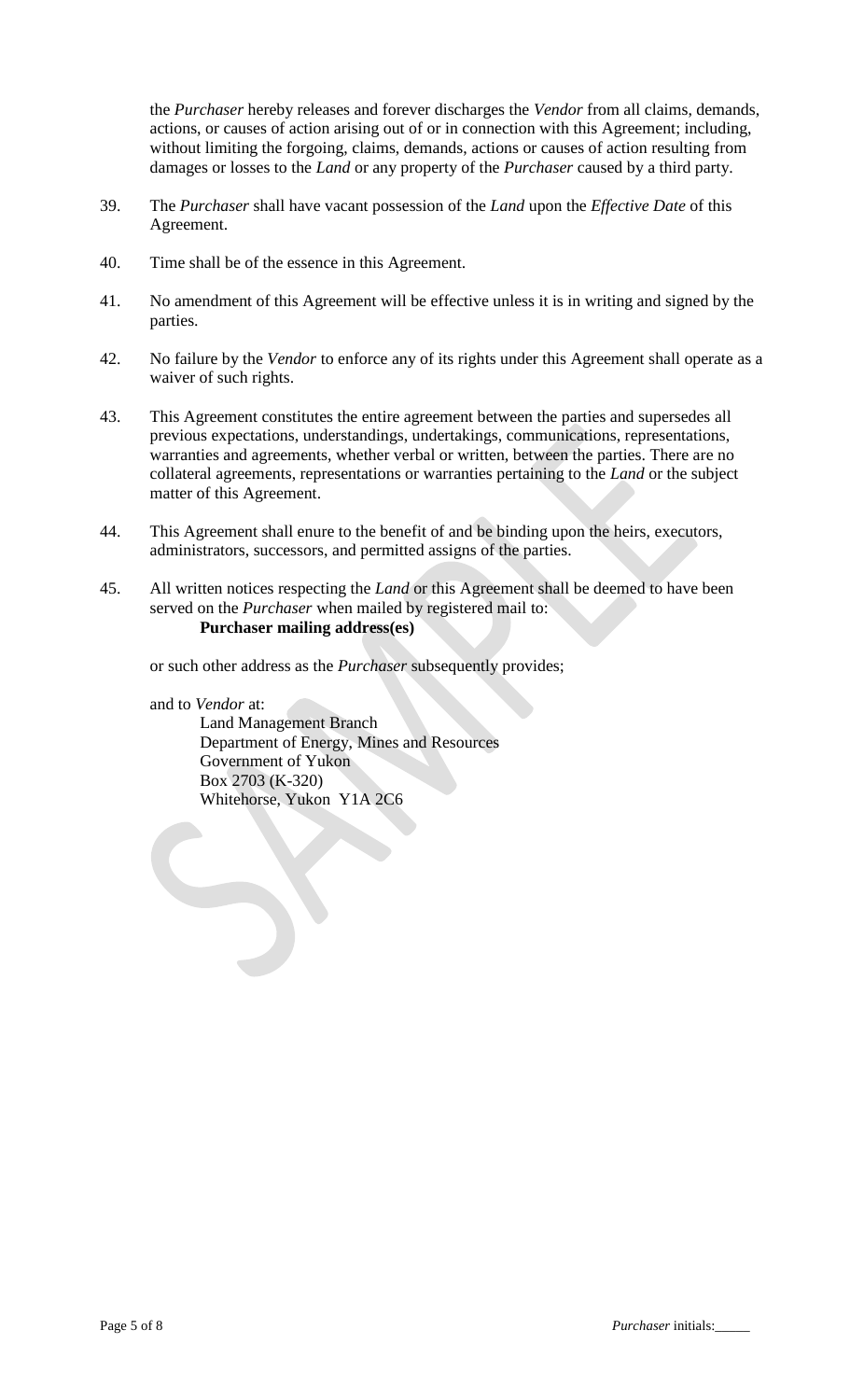the *Purchaser* hereby releases and forever discharges the *Vendor* from all claims, demands, actions, or causes of action arising out of or in connection with this Agreement; including, without limiting the forgoing, claims, demands, actions or causes of action resulting from damages or losses to the *Land* or any property of the *Purchaser* caused by a third party.

39. The *Purchaser* shall have vacant possession of the *Land* upon the *Effective Date* of this Agreement.

40. Time shall be of the essence in this Agreement.

41. No amendment of this Agreement will be effective unless it is in writing and signed by the parties.

42. No failure by the *Vendor* to enforce any of its rights under this Agreement shall operate as a waiver of such rights.

43. This Agreement constitutes the entire agreement between the parties and supersedes all previous expectations, understandings, undertakings, communications, representations, warranties and agreements, whether verbal or written, between the parties. There are no collateral agreements, representations or warranties pertaining to the *Land* or the subject matter of this Agreement.

44. This Agreement shall enure to the benefit of and be binding upon the heirs, executors, administrators, successors, and permitted assigns of the parties.

45. All written notices respecting the *Land* or this Agreement shall be deemed to have been served on the *Purchaser* when mailed by registered mail to:
    **Purchaser mailing address(es)**

    or such other address as the *Purchaser* subsequently provides;

    and to *Vendor* at:
    Land Management Branch
    Department of Energy, Mines and Resources
    Government of Yukon
    Box 2703 (K-320)
    Whitehorse, Yukon Y1A 2C6

*Purchaser* initials:_____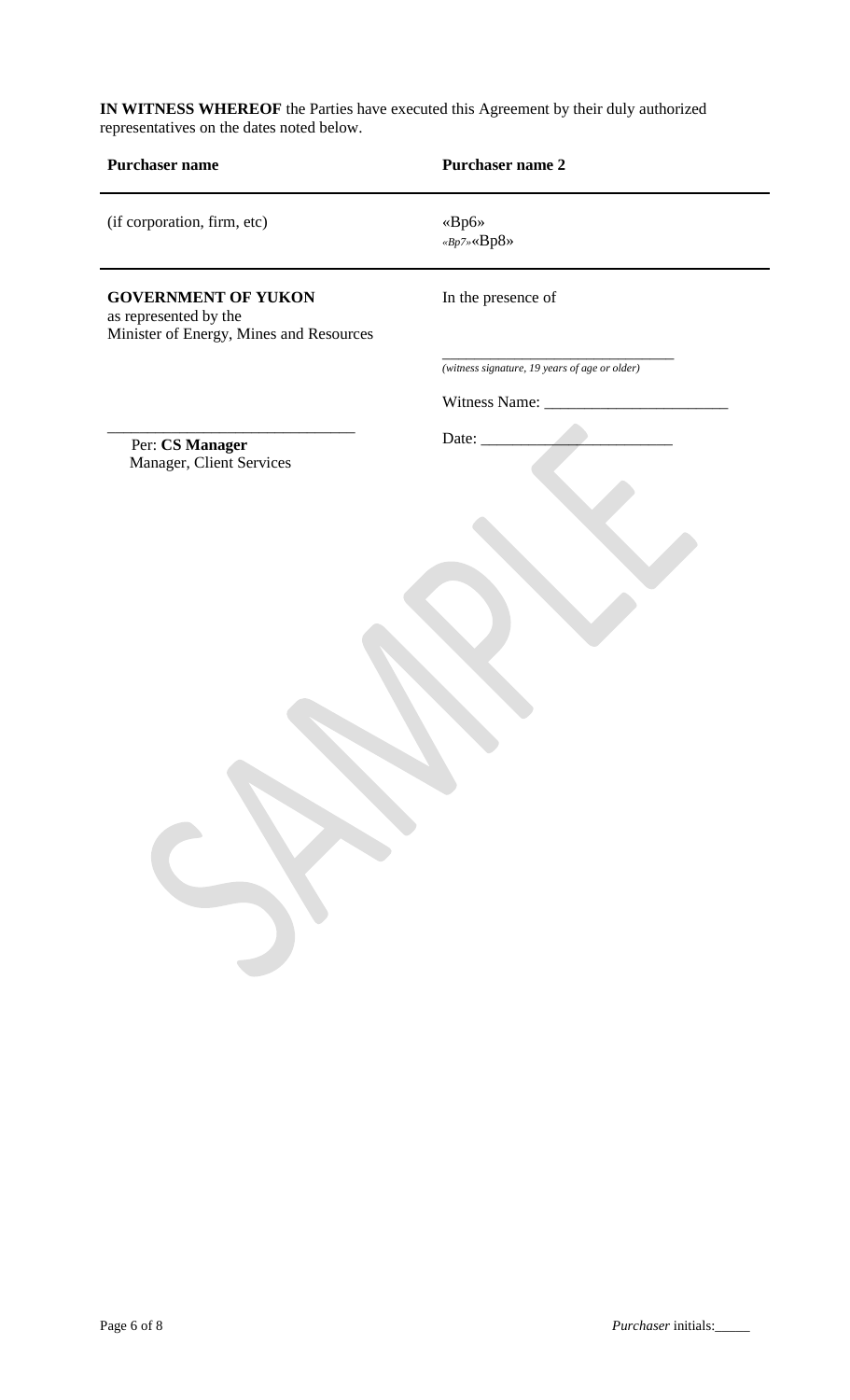**IN WITNESS WHEREOF** the Parties have executed this Agreement by their duly authorized representatives on the dates noted below.

| **Purchaser name** | **Purchaser name 2** |
|---|---|
| (if corporation, firm, etc) | «Bp6»<br>«Bp7»«Bp8» |
| **GOVERNMENT OF YUKON**<br>as represented by the<br>Minister of Energy, Mines and Resources | In the presence of<br><br>_______________________________<br>*(witness signature, 19 years of age or older)*<br><br>Witness Name: ______________________ |
| _______________________________<br>Per: **CS Manager**<br>Manager, Client Services | Date: ________________________ |

SAMPLE

*Purchaser* initials:_____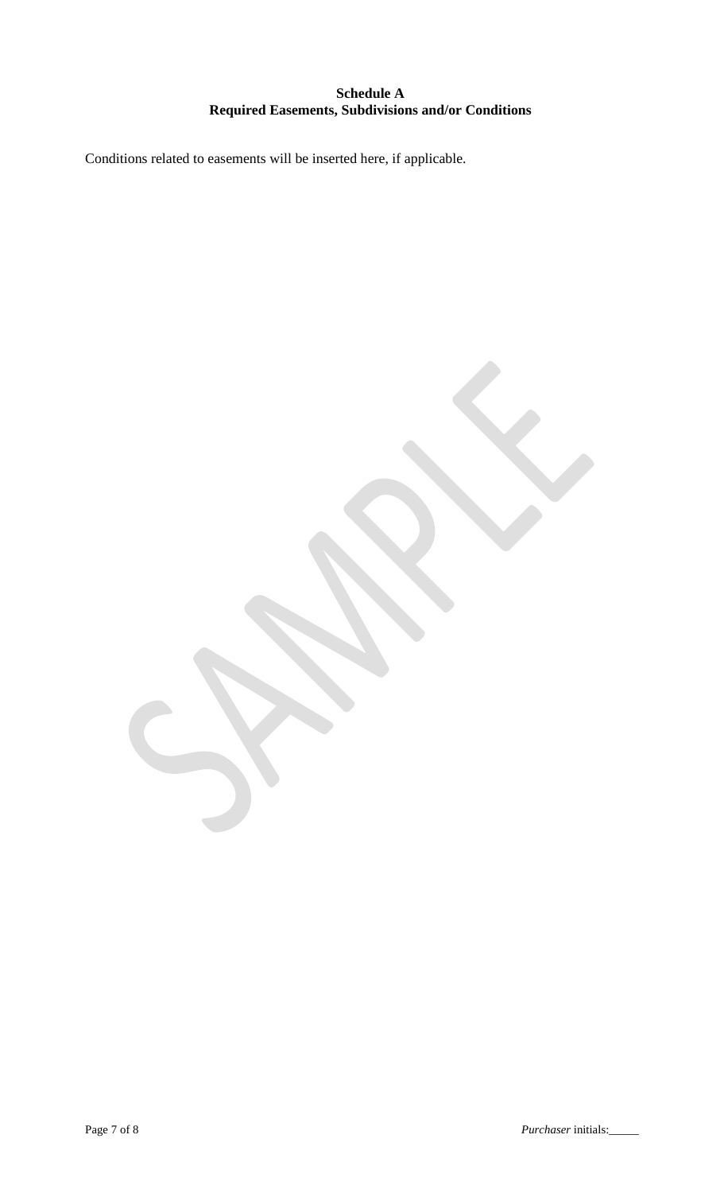**Schedule A**
**Required Easements, Subdivisions and/or Conditions**

Conditions related to easements will be inserted here, if applicable.

*Purchaser* initials:_____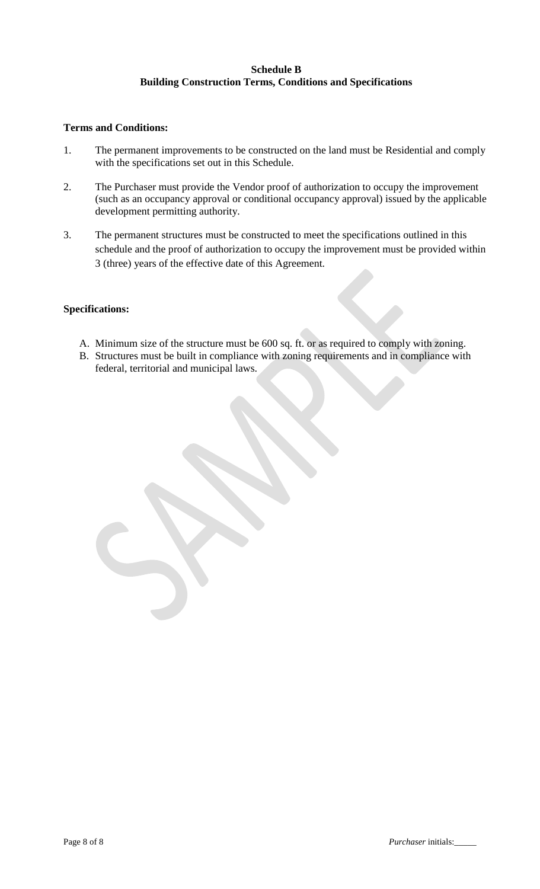**Schedule B**
**Building Construction Terms, Conditions and Specifications**

**Terms and Conditions:**

1. The permanent improvements to be constructed on the land must be Residential and comply with the specifications set out in this Schedule.

2. The Purchaser must provide the Vendor proof of authorization to occupy the improvement (such as an occupancy approval or conditional occupancy approval) issued by the applicable development permitting authority.

3. The permanent structures must be constructed to meet the specifications outlined in this schedule and the proof of authorization to occupy the improvement must be provided within 3 (three) years of the effective date of this Agreement.

**Specifications:**

A. Minimum size of the structure must be 600 sq. ft. or as required to comply with zoning.
B. Structures must be built in compliance with zoning requirements and in compliance with federal, territorial and municipal laws.

*Purchaser* initials:_____